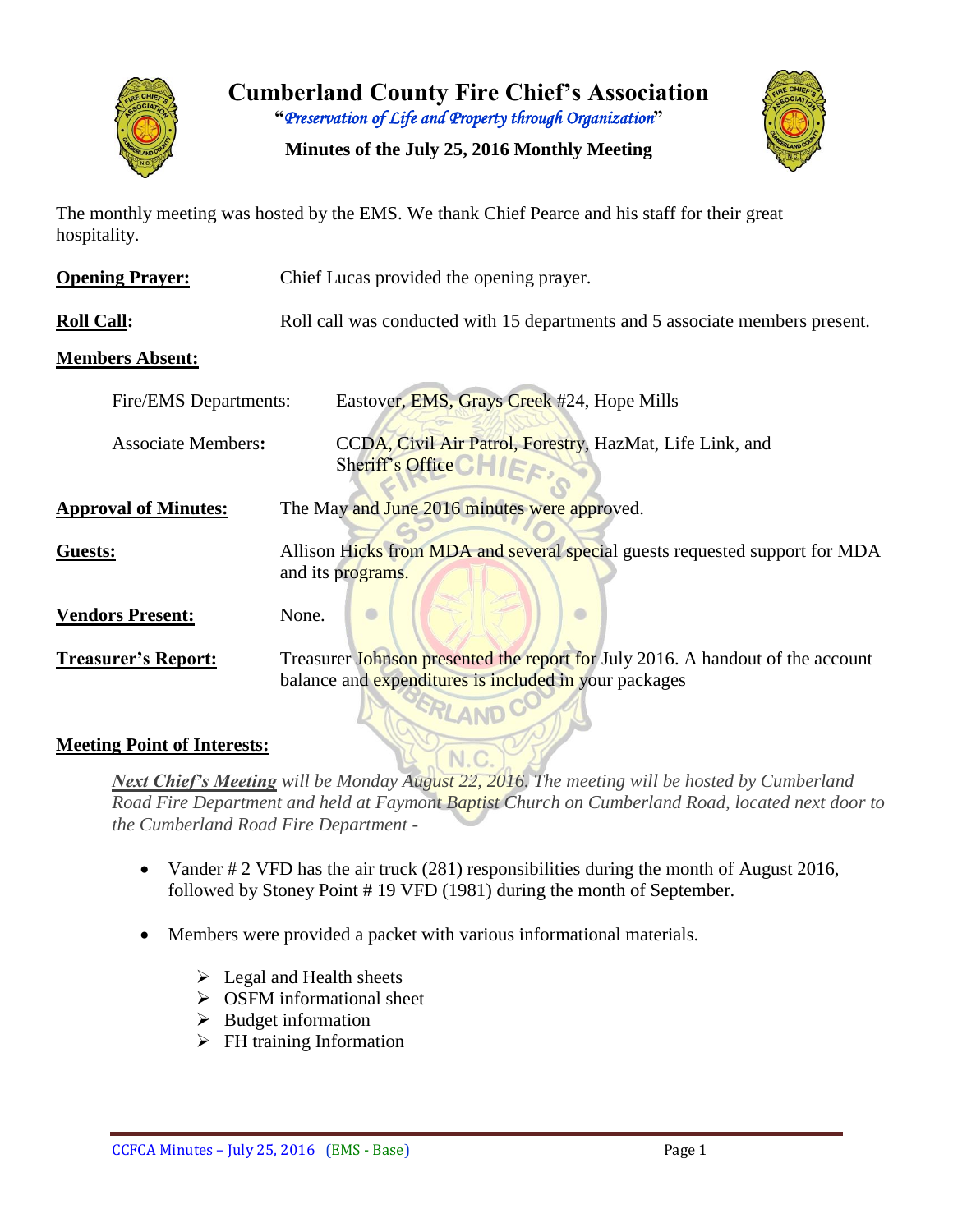# Cumberland County Fire Chief's Association

"*Preservation of Life and Property through Organization*"

**Minutes of the July 25, 2016 Monthly Meeting**

The monthly meeting was hosted by the EMS. We thank Chief Pearce and his staff for their great hospitality.

**Opening Prayer:** Chief Lucas provided the opening prayer.

**Roll Call:** Roll call was conducted with 15 departments and 5 associate members present.

**Members Absent:**

- Fire/EMS Departments: Eastover, EMS, Grays Creek #24, Hope Mills
- Associate Members: CCDA, Civil Air Patrol, Forestry, HazMat, Life Link, and Sheriff's Office

**Approval of Minutes:** The May and June 2016 minutes were approved.

**Guests:** Allison Hicks from MDA and several special guests requested support for MDA and its programs.

**Vendors Present:** None.

**Treasurer's Report:** Treasurer Johnson presented the report for July 2016. A handout of the account balance and expenditures is included in your packages

**Meeting Point of Interests:**

***Next Chief's Meeting*** *will be Monday August 22, 2016. The meeting will be hosted by Cumberland Road Fire Department and held at Faymont Baptist Church on Cumberland Road, located next door to the Cumberland Road Fire Department -*

- Vander # 2 VFD has the air truck (281) responsibilities during the month of August 2016, followed by Stoney Point # 19 VFD (1981) during the month of September.
- Members were provided a packet with various informational materials.
  - Legal and Health sheets
  - OSFM informational sheet
  - Budget information
  - FH training Information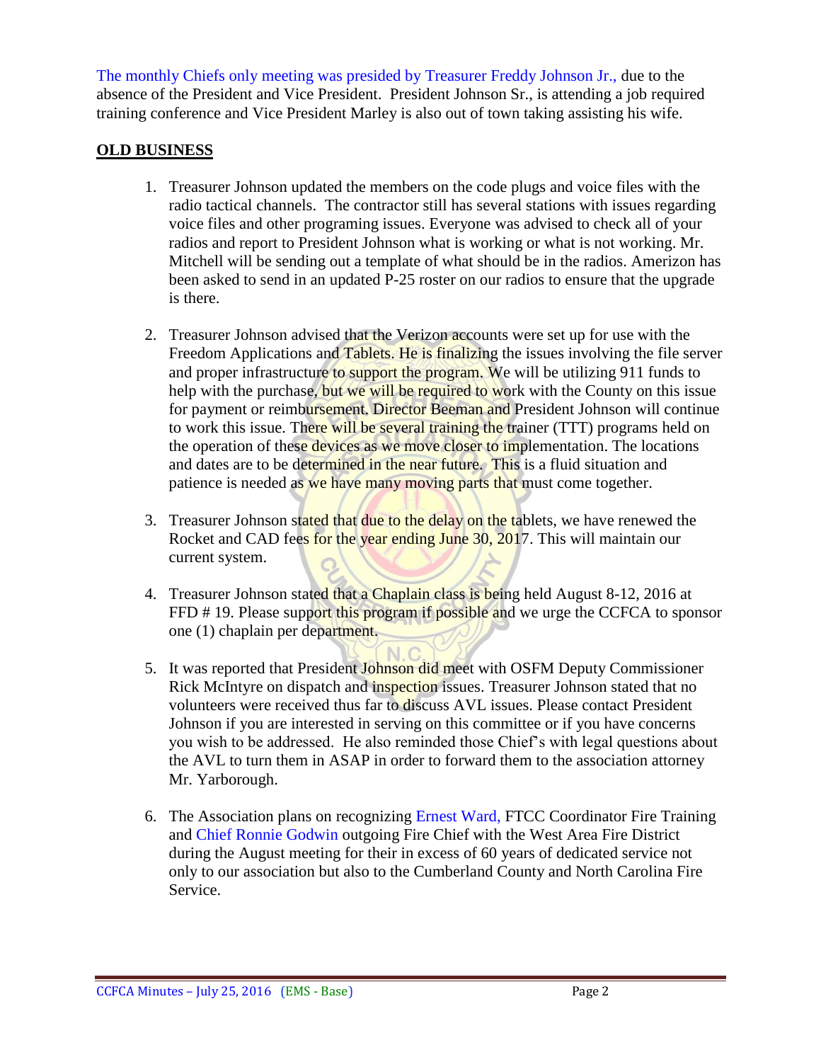The monthly Chiefs only meeting was presided by Treasurer Freddy Johnson Jr., due to the absence of the President and Vice President. President Johnson Sr., is attending a job required training conference and Vice President Marley is also out of town taking assisting his wife.

## OLD BUSINESS

1. Treasurer Johnson updated the members on the code plugs and voice files with the radio tactical channels. The contractor still has several stations with issues regarding voice files and other programing issues. Everyone was advised to check all of your radios and report to President Johnson what is working or what is not working. Mr. Mitchell will be sending out a template of what should be in the radios. Amerizon has been asked to send in an updated P-25 roster on our radios to ensure that the upgrade is there.

2. Treasurer Johnson advised that the Verizon accounts were set up for use with the Freedom Applications and Tablets. He is finalizing the issues involving the file server and proper infrastructure to support the program. We will be utilizing 911 funds to help with the purchase, but we will be required to work with the County on this issue for payment or reimbursement. Director Beeman and President Johnson will continue to work this issue. There will be several training the trainer (TTT) programs held on the operation of these devices as we move closer to implementation. The locations and dates are to be determined in the near future. This is a fluid situation and patience is needed as we have many moving parts that must come together.

3. Treasurer Johnson stated that due to the delay on the tablets, we have renewed the Rocket and CAD fees for the year ending June 30, 2017. This will maintain our current system.

4. Treasurer Johnson stated that a Chaplain class is being held August 8-12, 2016 at FFD # 19. Please support this program if possible and we urge the CCFCA to sponsor one (1) chaplain per department.

5. It was reported that President Johnson did meet with OSFM Deputy Commissioner Rick McIntyre on dispatch and inspection issues. Treasurer Johnson stated that no volunteers were received thus far to discuss AVL issues. Please contact President Johnson if you are interested in serving on this committee or if you have concerns you wish to be addressed. He also reminded those Chief's with legal questions about the AVL to turn them in ASAP in order to forward them to the association attorney Mr. Yarborough.

6. The Association plans on recognizing Ernest Ward, FTCC Coordinator Fire Training and Chief Ronnie Godwin outgoing Fire Chief with the West Area Fire District during the August meeting for their in excess of 60 years of dedicated service not only to our association but also to the Cumberland County and North Carolina Fire Service.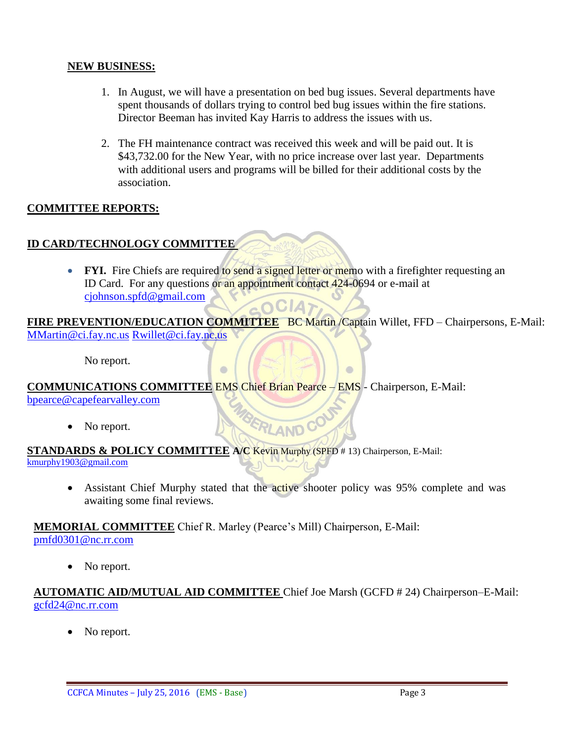**NEW BUSINESS:**

1. In August, we will have a presentation on bed bug issues. Several departments have spent thousands of dollars trying to control bed bug issues within the fire stations. Director Beeman has invited Kay Harris to address the issues with us.

2. The FH maintenance contract was received this week and will be paid out. It is $43,732.00 for the New Year, with no price increase over last year. Departments with additional users and programs will be billed for their additional costs by the association.

**COMMITTEE REPORTS:**

**ID CARD/TECHNOLOGY COMMITTEE**

- **FYI.** Fire Chiefs are required to send a signed letter or memo with a firefighter requesting an ID Card. For any questions or an appointment contact 424-0694 or e-mail at cjohnson.spfd@gmail.com

**FIRE PREVENTION/EDUCATION COMMITTEE** BC Martin /Captain Willet, FFD – Chairpersons, E-Mail: MMartin@ci.fay.nc.us Rwillet@ci.fay.nc.us

No report.

**COMMUNICATIONS COMMITTEE** EMS Chief Brian Pearce – EMS - Chairperson, E-Mail: bpearce@capefearvalley.com

- No report.

**STANDARDS & POLICY COMMITTEE** **A/C** Kevin Murphy (SPFD # 13) Chairperson, E-Mail: kmurphy1903@gmail.com

- Assistant Chief Murphy stated that the active shooter policy was 95% complete and was awaiting some final reviews.

**MEMORIAL COMMITTEE** Chief R. Marley (Pearce's Mill) Chairperson, E-Mail: pmfd0301@nc.rr.com

- No report.

**AUTOMATIC AID/MUTUAL AID COMMITTEE** Chief Joe Marsh (GCFD # 24) Chairperson–E-Mail: gcfd24@nc.rr.com

- No report.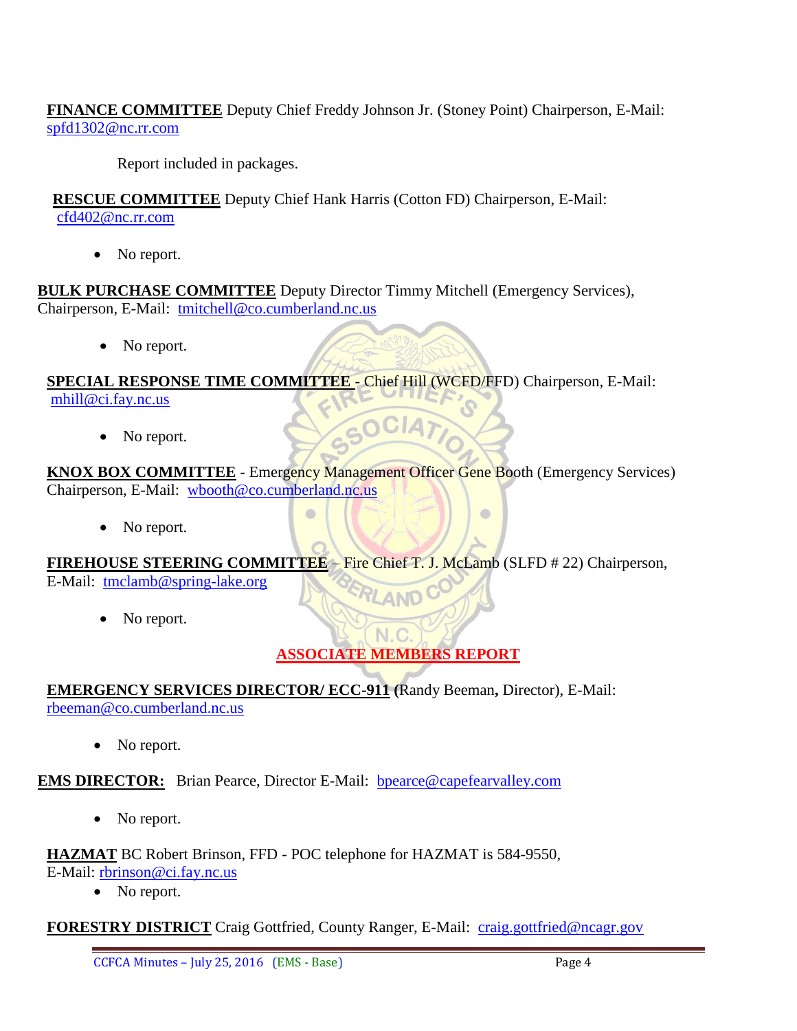**FINANCE COMMITTEE** Deputy Chief Freddy Johnson Jr. (Stoney Point) Chairperson, E-Mail: spfd1302@nc.rr.com

Report included in packages.

**RESCUE COMMITTEE** Deputy Chief Hank Harris (Cotton FD) Chairperson, E-Mail: cfd402@nc.rr.com

- No report.

**BULK PURCHASE COMMITTEE** Deputy Director Timmy Mitchell (Emergency Services), Chairperson, E-Mail: tmitchell@co.cumberland.nc.us

- No report.

**SPECIAL RESPONSE TIME COMMITTEE** - Chief Hill (WCFD/FFD) Chairperson, E-Mail: mhill@ci.fay.nc.us

- No report.

**KNOX BOX COMMITTEE** - Emergency Management Officer Gene Booth (Emergency Services) Chairperson, E-Mail: wbooth@co.cumberland.nc.us

- No report.

**FIREHOUSE STEERING COMMITTEE** – Fire Chief T. J. McLamb (SLFD # 22) Chairperson, E-Mail: tmclamb@spring-lake.org

- No report.

## ASSOCIATE MEMBERS REPORT

**EMERGENCY SERVICES DIRECTOR/ ECC-911 (**Randy Beeman**,** Director), E-Mail: rbeeman@co.cumberland.nc.us

- No report.

**EMS DIRECTOR:** Brian Pearce, Director E-Mail: bpearce@capefearvalley.com

- No report.

**HAZMAT** BC Robert Brinson, FFD - POC telephone for HAZMAT is 584-9550, E-Mail: rbrinson@ci.fay.nc.us

- No report.

**FORESTRY DISTRICT** Craig Gottfried, County Ranger, E-Mail: craig.gottfried@ncagr.gov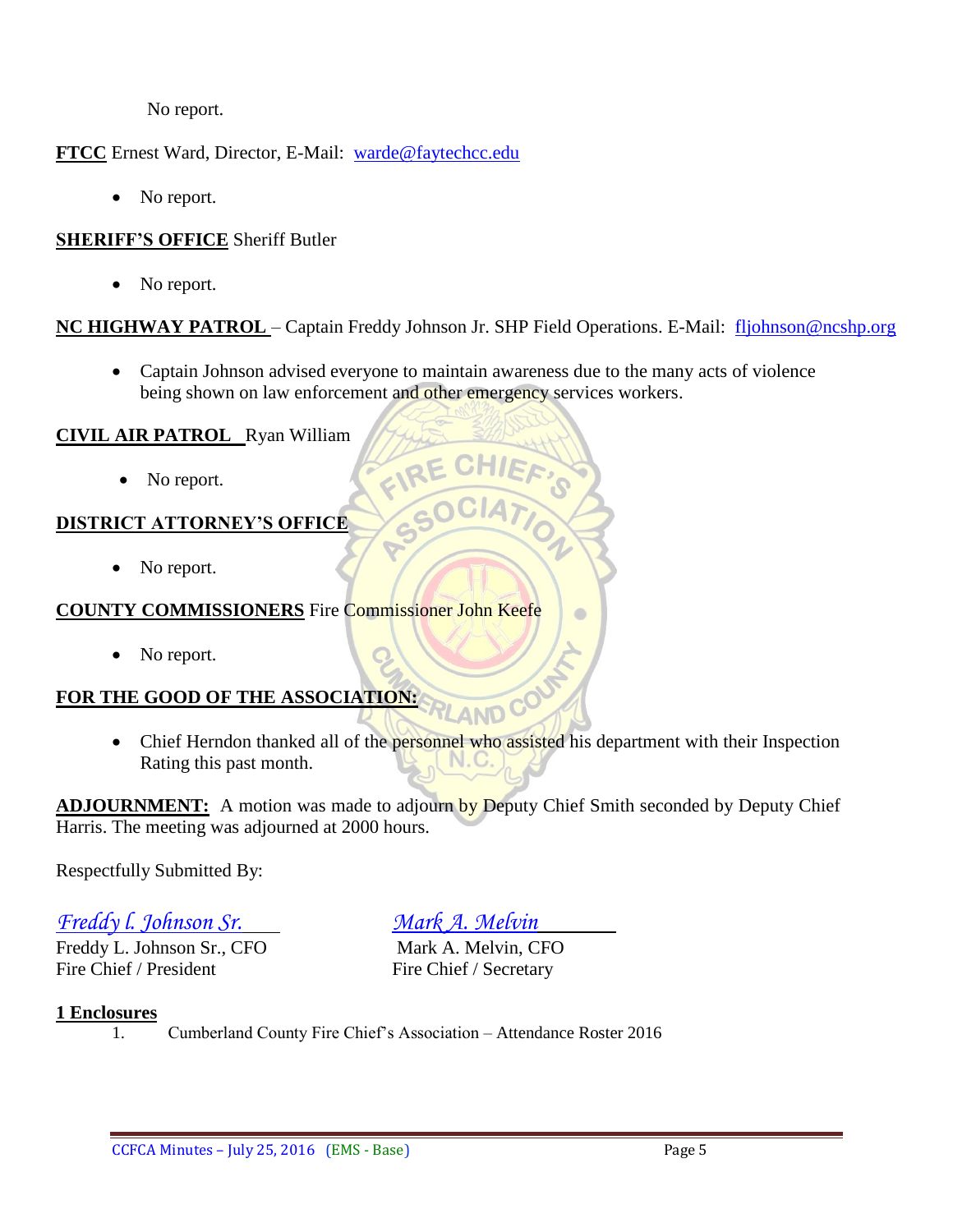No report.

**FTCC** Ernest Ward, Director, E-Mail: warde@faytechcc.edu

- No report.

**SHERIFF'S OFFICE** Sheriff Butler

- No report.

**NC HIGHWAY PATROL** – Captain Freddy Johnson Jr. SHP Field Operations. E-Mail: fljohnson@ncshp.org

- Captain Johnson advised everyone to maintain awareness due to the many acts of violence being shown on law enforcement and other emergency services workers.

**CIVIL AIR PATROL** Ryan William

- No report.

**DISTRICT ATTORNEY'S OFFICE**

- No report.

**COUNTY COMMISSIONERS** Fire Commissioner John Keefe

- No report.

**FOR THE GOOD OF THE ASSOCIATION:**

- Chief Herndon thanked all of the personnel who assisted his department with their Inspection Rating this past month.

**ADJOURNMENT:** A motion was made to adjourn by Deputy Chief Smith seconded by Deputy Chief Harris. The meeting was adjourned at 2000 hours.

Respectfully Submitted By:

*Freddy l. Johnson Sr.*
Freddy L. Johnson Sr., CFO
Fire Chief / President

*Mark A. Melvin*
Mark A. Melvin, CFO
Fire Chief / Secretary

**1 Enclosures**

1. Cumberland County Fire Chief's Association – Attendance Roster 2016